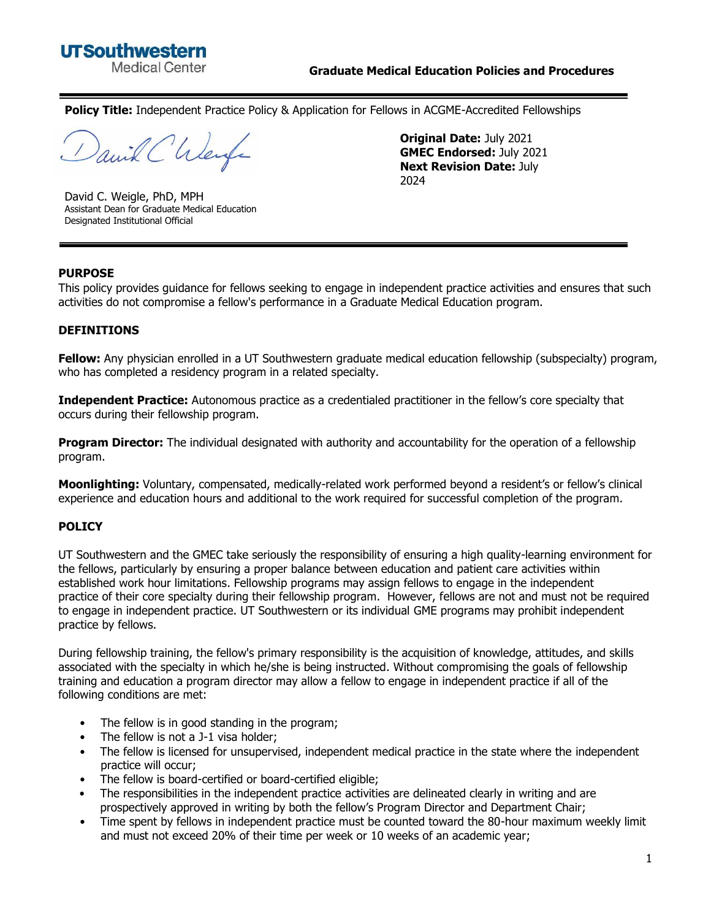UTSouthwestern Medical Center

**Graduate Medical Education Policies and Procedures**

**Policy Title:** Independent Practice Policy & Application for Fellows in ACGME-Accredited Fellowships

David C. Weigle, PhD, MPH
Assistant Dean for Graduate Medical Education
Designated Institutional Official

**Original Date:** July 2021
**GMEC Endorsed:** July 2021
**Next Revision Date:** July 2024

## PURPOSE

This policy provides guidance for fellows seeking to engage in independent practice activities and ensures that such activities do not compromise a fellow's performance in a Graduate Medical Education program.

## DEFINITIONS

**Fellow:** Any physician enrolled in a UT Southwestern graduate medical education fellowship (subspecialty) program, who has completed a residency program in a related specialty.

**Independent Practice:** Autonomous practice as a credentialed practitioner in the fellow's core specialty that occurs during their fellowship program.

**Program Director:** The individual designated with authority and accountability for the operation of a fellowship program.

**Moonlighting:** Voluntary, compensated, medically-related work performed beyond a resident's or fellow's clinical experience and education hours and additional to the work required for successful completion of the program.

## POLICY

UT Southwestern and the GMEC take seriously the responsibility of ensuring a high quality-learning environment for the fellows, particularly by ensuring a proper balance between education and patient care activities within established work hour limitations. Fellowship programs may assign fellows to engage in the independent practice of their core specialty during their fellowship program. However, fellows are not and must not be required to engage in independent practice. UT Southwestern or its individual GME programs may prohibit independent practice by fellows.

During fellowship training, the fellow's primary responsibility is the acquisition of knowledge, attitudes, and skills associated with the specialty in which he/she is being instructed. Without compromising the goals of fellowship training and education a program director may allow a fellow to engage in independent practice if all of the following conditions are met:

- The fellow is in good standing in the program;
- The fellow is not a J-1 visa holder;
- The fellow is licensed for unsupervised, independent medical practice in the state where the independent practice will occur;
- The fellow is board-certified or board-certified eligible;
- The responsibilities in the independent practice activities are delineated clearly in writing and are prospectively approved in writing by both the fellow's Program Director and Department Chair;
- Time spent by fellows in independent practice must be counted toward the 80-hour maximum weekly limit and must not exceed 20% of their time per week or 10 weeks of an academic year;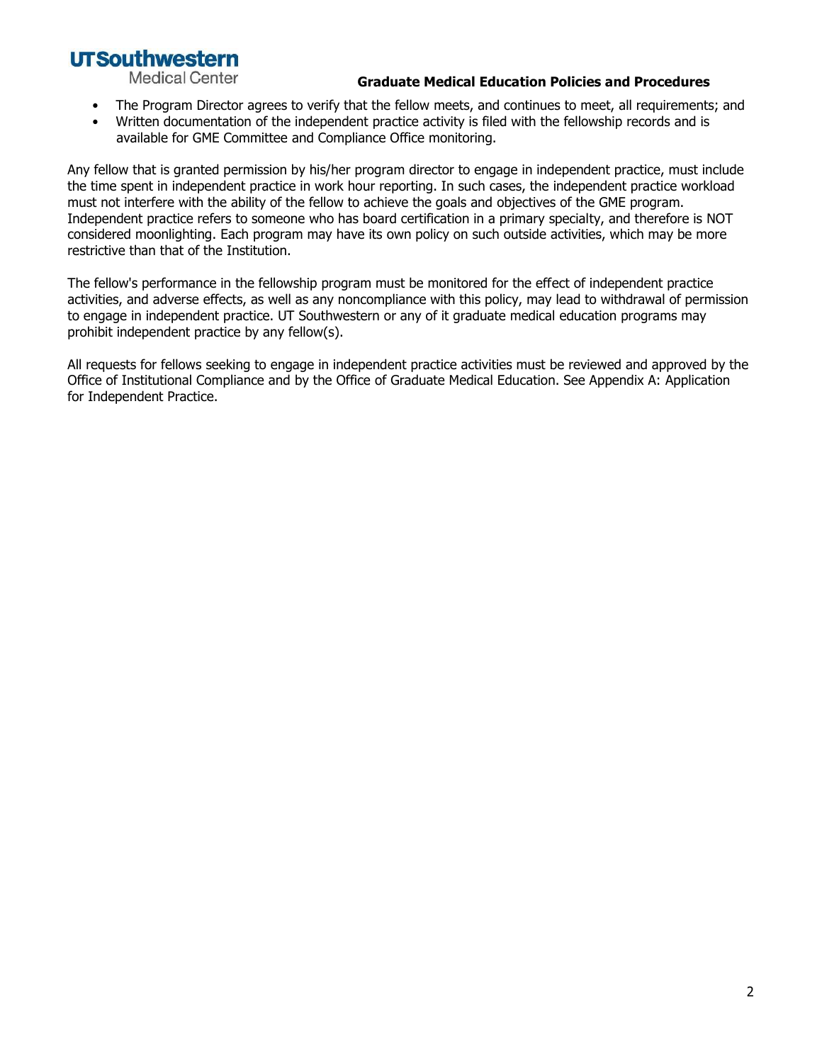- The Program Director agrees to verify that the fellow meets, and continues to meet, all requirements; and
- Written documentation of the independent practice activity is filed with the fellowship records and is available for GME Committee and Compliance Office monitoring.

Any fellow that is granted permission by his/her program director to engage in independent practice, must include the time spent in independent practice in work hour reporting. In such cases, the independent practice workload must not interfere with the ability of the fellow to achieve the goals and objectives of the GME program. Independent practice refers to someone who has board certification in a primary specialty, and therefore is NOT considered moonlighting. Each program may have its own policy on such outside activities, which may be more restrictive than that of the Institution.

The fellow's performance in the fellowship program must be monitored for the effect of independent practice activities, and adverse effects, as well as any noncompliance with this policy, may lead to withdrawal of permission to engage in independent practice. UT Southwestern or any of it graduate medical education programs may prohibit independent practice by any fellow(s).

All requests for fellows seeking to engage in independent practice activities must be reviewed and approved by the Office of Institutional Compliance and by the Office of Graduate Medical Education. See Appendix A: Application for Independent Practice.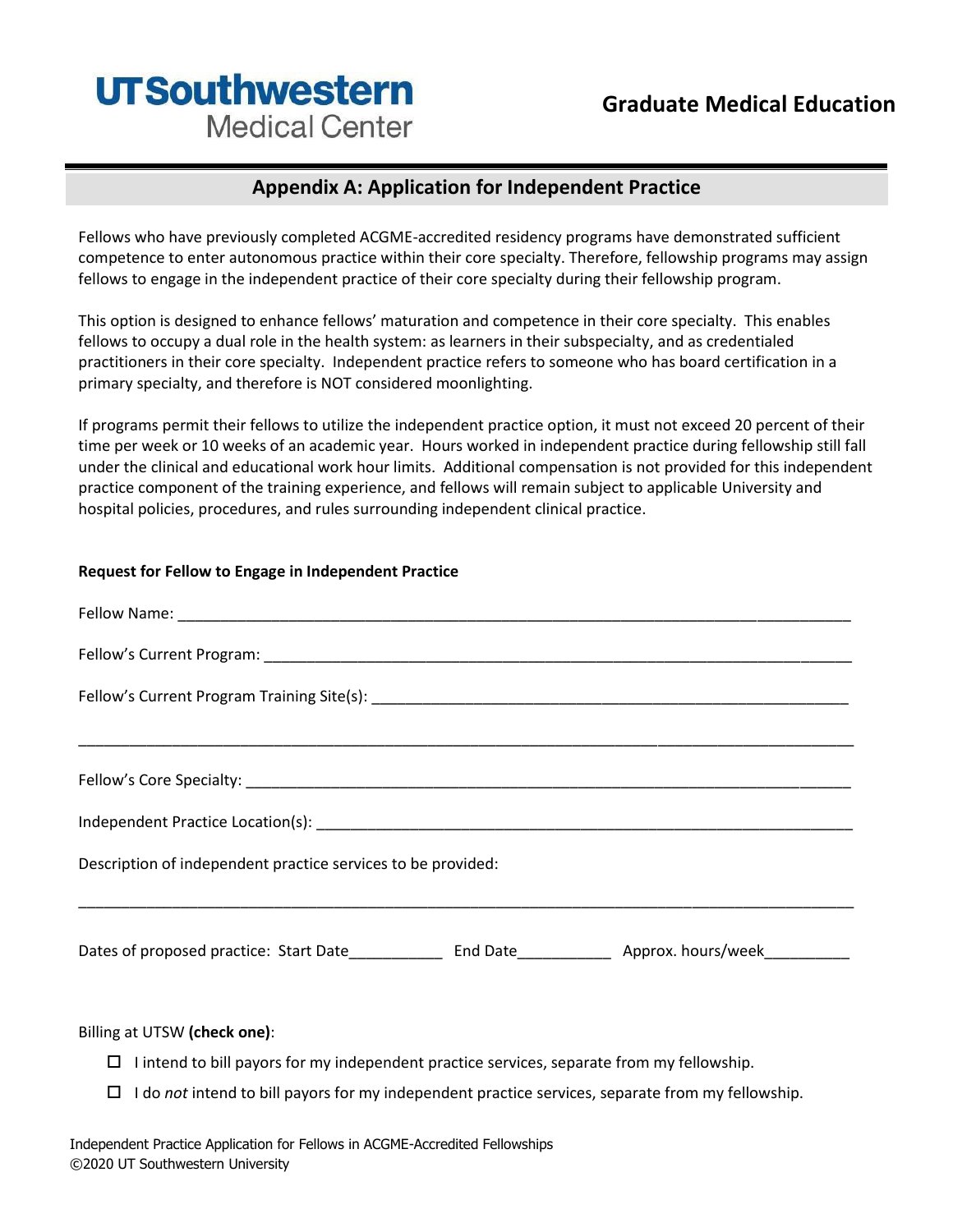**UTSouthwestern Medical Center**

## Graduate Medical Education

## Appendix A: Application for Independent Practice

Fellows who have previously completed ACGME-accredited residency programs have demonstrated sufficient competence to enter autonomous practice within their core specialty. Therefore, fellowship programs may assign fellows to engage in the independent practice of their core specialty during their fellowship program.

This option is designed to enhance fellows' maturation and competence in their core specialty. This enables fellows to occupy a dual role in the health system: as learners in their subspecialty, and as credentialed practitioners in their core specialty. Independent practice refers to someone who has board certification in a primary specialty, and therefore is NOT considered moonlighting.

If programs permit their fellows to utilize the independent practice option, it must not exceed 20 percent of their time per week or 10 weeks of an academic year. Hours worked in independent practice during fellowship still fall under the clinical and educational work hour limits. Additional compensation is not provided for this independent practice component of the training experience, and fellows will remain subject to applicable University and hospital policies, procedures, and rules surrounding independent clinical practice.

**Request for Fellow to Engage in Independent Practice**

Fellow Name: ________________________________________________________________________________

Fellow's Current Program: _______________________________________________________________________

Fellow's Current Program Training Site(s): _________________________________________________________

_____________________________________________________________________________________________

Fellow's Core Specialty: _________________________________________________________________________

Independent Practice Location(s): ________________________________________________________________

Description of independent practice services to be provided:

_____________________________________________________________________________________________

Dates of proposed practice: Start Date___________ End Date___________ Approx. hours/week__________

Billing at UTSW **(check one)**:

- ☐ I intend to bill payors for my independent practice services, separate from my fellowship.
- ☐ I do *not* intend to bill payors for my independent practice services, separate from my fellowship.

Independent Practice Application for Fellows in ACGME-Accredited Fellowships
©2020 UT Southwestern University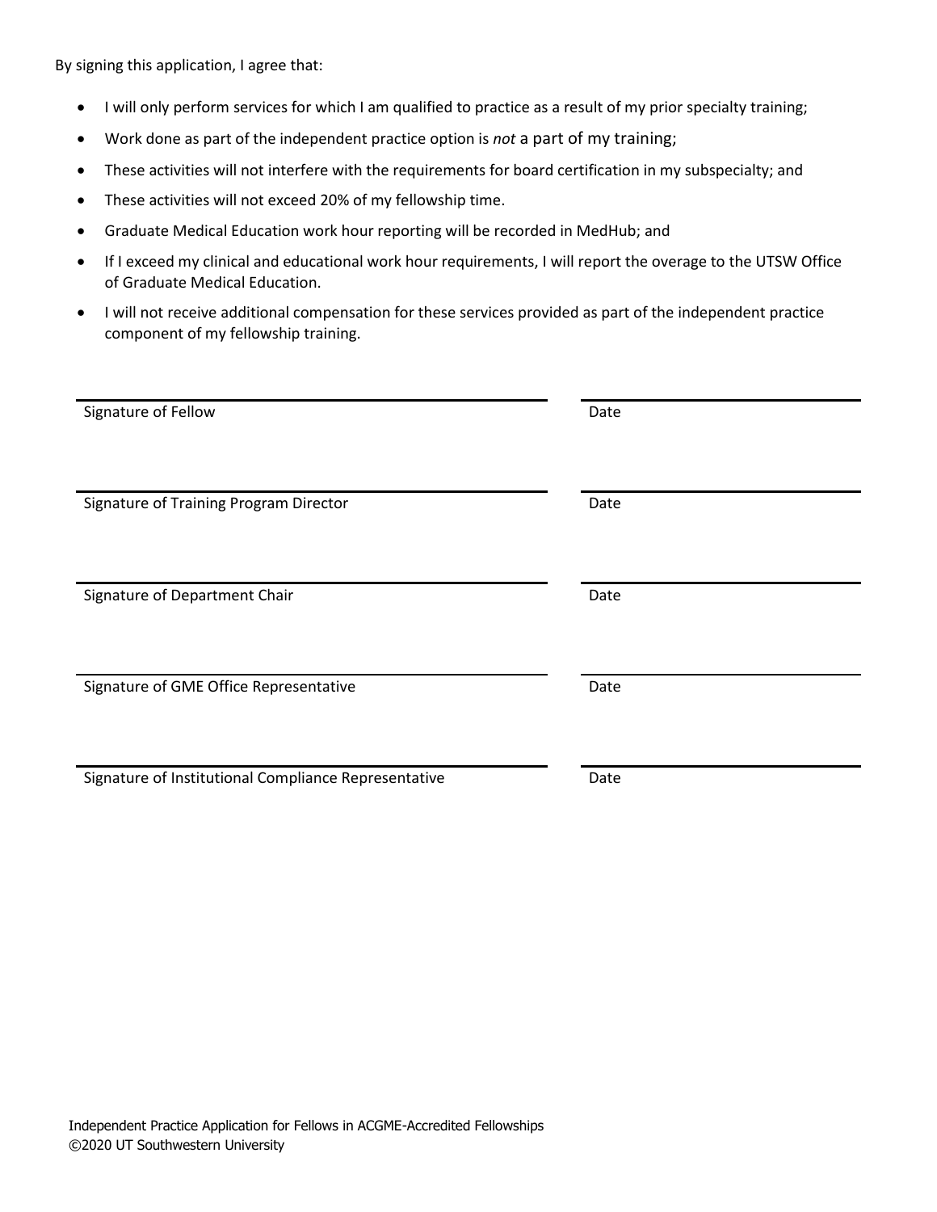By signing this application, I agree that:

- I will only perform services for which I am qualified to practice as a result of my prior specialty training;
- Work done as part of the independent practice option is *not* a part of my training;
- These activities will not interfere with the requirements for board certification in my subspecialty; and
- These activities will not exceed 20% of my fellowship time.
- Graduate Medical Education work hour reporting will be recorded in MedHub; and
- If I exceed my clinical and educational work hour requirements, I will report the overage to the UTSW Office of Graduate Medical Education.
- I will not receive additional compensation for these services provided as part of the independent practice component of my fellowship training.

| | |
|---|---|
| Signature of Fellow | Date |
| Signature of Training Program Director | Date |
| Signature of Department Chair | Date |
| Signature of GME Office Representative | Date |
| Signature of Institutional Compliance Representative | Date |

Independent Practice Application for Fellows in ACGME-Accredited Fellowships
©2020 UT Southwestern University